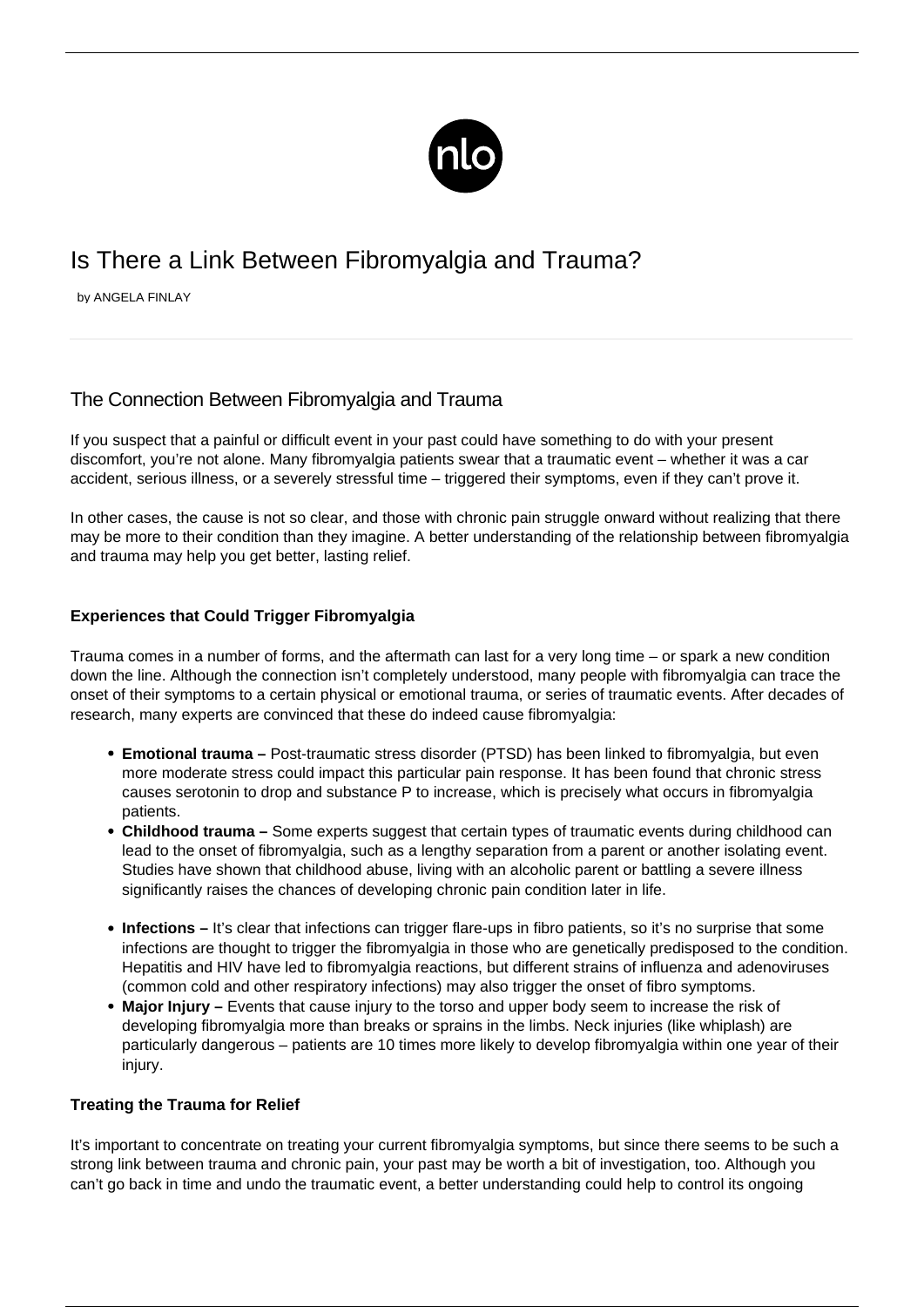# Is There a Link Between Fibromyalgia and Trauma?

by ANGELA FINLAY

## The Connection Between Fibromyalgia and Trauma

If you suspect that a painful or difficult event in your past could have something to do with your present discomfort, you're not alone. Many fibromyalgia patients swear that a traumatic event – whether it was a car accident, serious illness, or a severely stressful time – triggered their symptoms, even if they can't prove it.

In other cases, the cause is not so clear, and those with chronic pain struggle onward without realizing that there may be more to their condition than they imagine. A better understanding of the relationship between fibromyalgia and trauma may help you get better, lasting relief.

### Experiences that Could Trigger Fibromyalgia

Trauma comes in a number of forms, and the aftermath can last for a very long time – or spark a new condition down the line. Although the connection isn't completely understood, many people with fibromyalgia can trace the onset of their symptoms to a certain physical or emotional trauma, or series of traumatic events. After decades of research, many experts are convinced that these do indeed cause fibromyalgia:

- **Emotional trauma –** Post-traumatic stress disorder (PTSD) has been linked to fibromyalgia, but even more moderate stress could impact this particular pain response. It has been found that chronic stress causes serotonin to drop and substance P to increase, which is precisely what occurs in fibromyalgia patients.
- **Childhood trauma –** Some experts suggest that certain types of traumatic events during childhood can lead to the onset of fibromyalgia, such as a lengthy separation from a parent or another isolating event. Studies have shown that childhood abuse, living with an alcoholic parent or battling a severe illness significantly raises the chances of developing chronic pain condition later in life.
- **Infections –** It's clear that infections can trigger flare-ups in fibro patients, so it's no surprise that some infections are thought to trigger the fibromyalgia in those who are genetically predisposed to the condition. Hepatitis and HIV have led to fibromyalgia reactions, but different strains of influenza and adenoviruses (common cold and other respiratory infections) may also trigger the onset of fibro symptoms.
- **Major Injury –** Events that cause injury to the torso and upper body seem to increase the risk of developing fibromyalgia more than breaks or sprains in the limbs. Neck injuries (like whiplash) are particularly dangerous – patients are 10 times more likely to develop fibromyalgia within one year of their injury.

### Treating the Trauma for Relief

It's important to concentrate on treating your current fibromyalgia symptoms, but since there seems to be such a strong link between trauma and chronic pain, your past may be worth a bit of investigation, too. Although you can't go back in time and undo the traumatic event, a better understanding could help to control its ongoing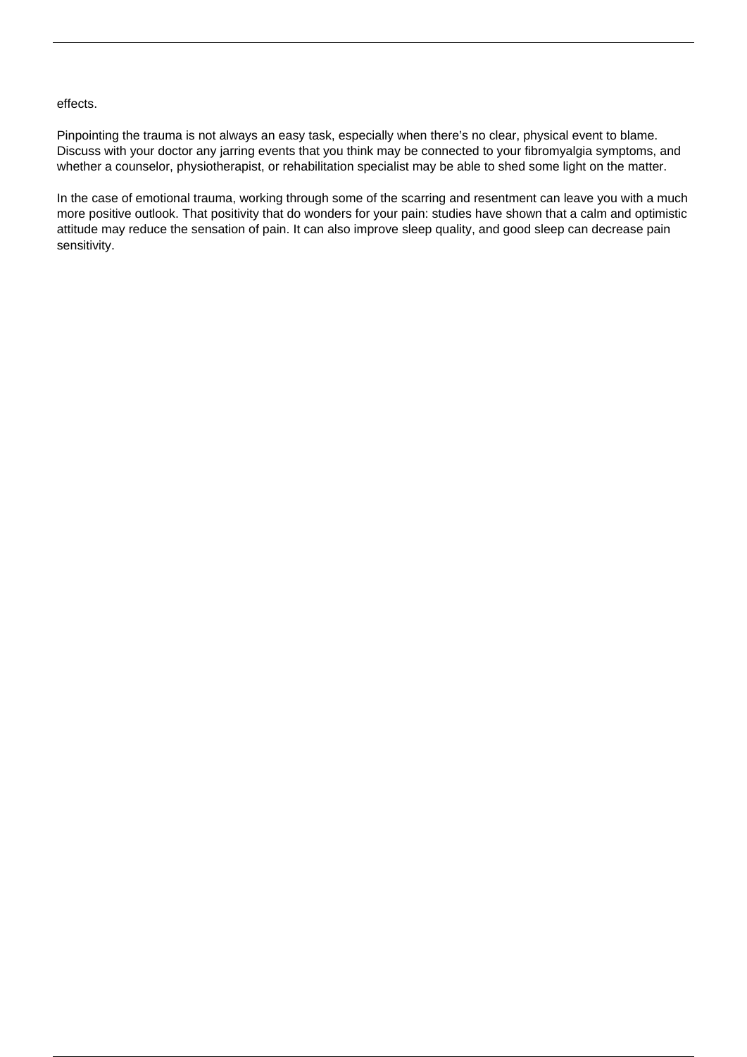effects.

Pinpointing the trauma is not always an easy task, especially when there's no clear, physical event to blame. Discuss with your doctor any jarring events that you think may be connected to your fibromyalgia symptoms, and whether a counselor, physiotherapist, or rehabilitation specialist may be able to shed some light on the matter.

In the case of emotional trauma, working through some of the scarring and resentment can leave you with a much more positive outlook. That positivity that do wonders for your pain: studies have shown that a calm and optimistic attitude may reduce the sensation of pain. It can also improve sleep quality, and good sleep can decrease pain sensitivity.